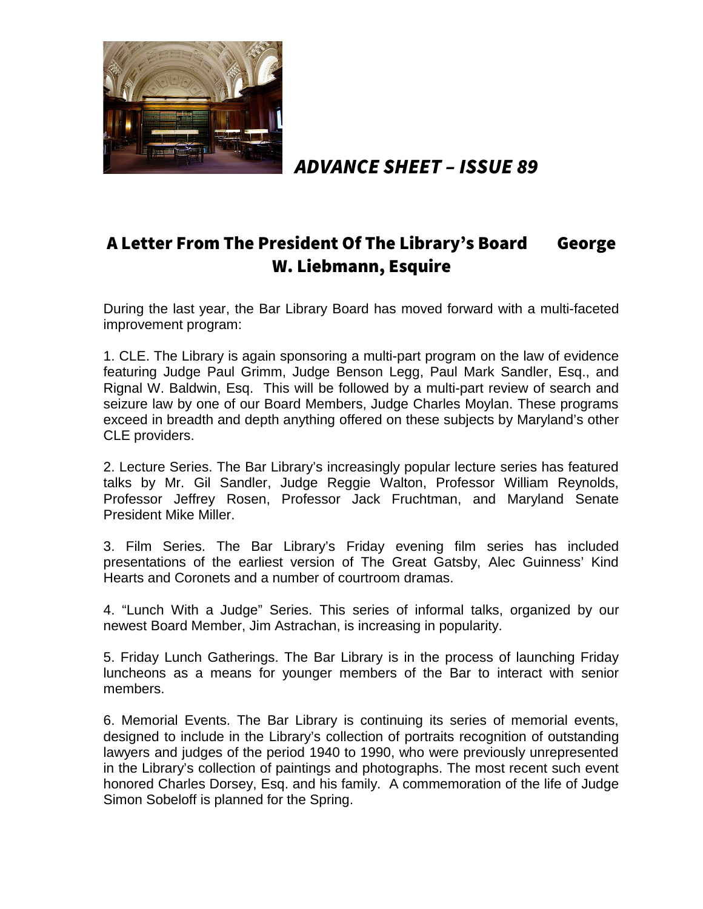# *ADVANCE SHEET – ISSUE 89*

## A Letter From The President Of The Library's Board George W. Liebmann, Esquire

During the last year, the Bar Library Board has moved forward with a multi-faceted improvement program:

1. CLE. The Library is again sponsoring a multi-part program on the law of evidence featuring Judge Paul Grimm, Judge Benson Legg, Paul Mark Sandler, Esq., and Rignal W. Baldwin, Esq. This will be followed by a multi-part review of search and seizure law by one of our Board Members, Judge Charles Moylan. These programs exceed in breadth and depth anything offered on these subjects by Maryland's other CLE providers.

2. Lecture Series. The Bar Library's increasingly popular lecture series has featured talks by Mr. Gil Sandler, Judge Reggie Walton, Professor William Reynolds, Professor Jeffrey Rosen, Professor Jack Fruchtman, and Maryland Senate President Mike Miller.

3. Film Series. The Bar Library's Friday evening film series has included presentations of the earliest version of The Great Gatsby, Alec Guinness' Kind Hearts and Coronets and a number of courtroom dramas.

4. "Lunch With a Judge" Series. This series of informal talks, organized by our newest Board Member, Jim Astrachan, is increasing in popularity.

5. Friday Lunch Gatherings. The Bar Library is in the process of launching Friday luncheons as a means for younger members of the Bar to interact with senior members.

6. Memorial Events. The Bar Library is continuing its series of memorial events, designed to include in the Library's collection of portraits recognition of outstanding lawyers and judges of the period 1940 to 1990, who were previously unrepresented in the Library's collection of paintings and photographs. The most recent such event honored Charles Dorsey, Esq. and his family. A commemoration of the life of Judge Simon Sobeloff is planned for the Spring.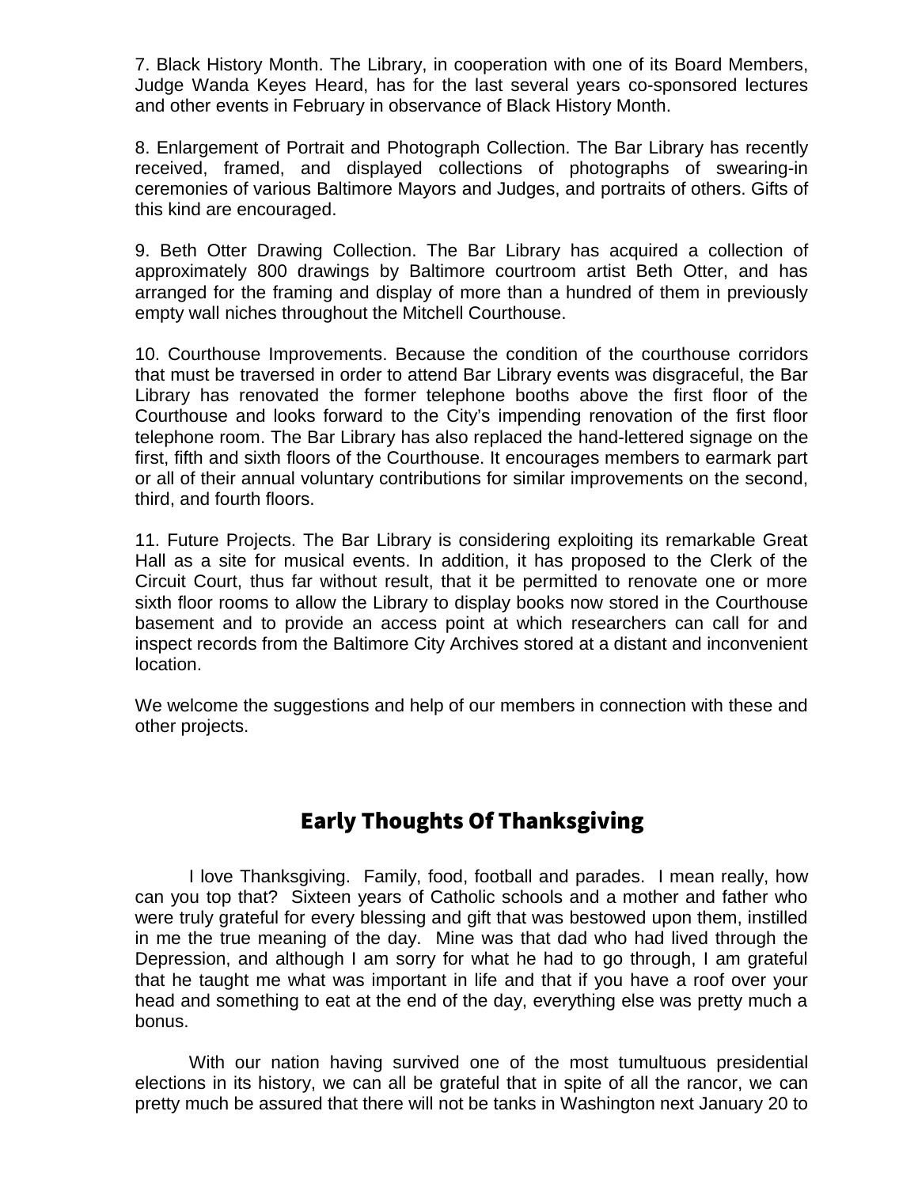7. Black History Month. The Library, in cooperation with one of its Board Members, Judge Wanda Keyes Heard, has for the last several years co-sponsored lectures and other events in February in observance of Black History Month.

8. Enlargement of Portrait and Photograph Collection. The Bar Library has recently received, framed, and displayed collections of photographs of swearing-in ceremonies of various Baltimore Mayors and Judges, and portraits of others. Gifts of this kind are encouraged.

9. Beth Otter Drawing Collection. The Bar Library has acquired a collection of approximately 800 drawings by Baltimore courtroom artist Beth Otter, and has arranged for the framing and display of more than a hundred of them in previously empty wall niches throughout the Mitchell Courthouse.

10. Courthouse Improvements. Because the condition of the courthouse corridors that must be traversed in order to attend Bar Library events was disgraceful, the Bar Library has renovated the former telephone booths above the first floor of the Courthouse and looks forward to the City's impending renovation of the first floor telephone room. The Bar Library has also replaced the hand-lettered signage on the first, fifth and sixth floors of the Courthouse. It encourages members to earmark part or all of their annual voluntary contributions for similar improvements on the second, third, and fourth floors.

11. Future Projects. The Bar Library is considering exploiting its remarkable Great Hall as a site for musical events. In addition, it has proposed to the Clerk of the Circuit Court, thus far without result, that it be permitted to renovate one or more sixth floor rooms to allow the Library to display books now stored in the Courthouse basement and to provide an access point at which researchers can call for and inspect records from the Baltimore City Archives stored at a distant and inconvenient location.

We welcome the suggestions and help of our members in connection with these and other projects.

## Early Thoughts Of Thanksgiving

I love Thanksgiving. Family, food, football and parades. I mean really, how can you top that? Sixteen years of Catholic schools and a mother and father who were truly grateful for every blessing and gift that was bestowed upon them, instilled in me the true meaning of the day. Mine was that dad who had lived through the Depression, and although I am sorry for what he had to go through, I am grateful that he taught me what was important in life and that if you have a roof over your head and something to eat at the end of the day, everything else was pretty much a bonus.

With our nation having survived one of the most tumultuous presidential elections in its history, we can all be grateful that in spite of all the rancor, we can pretty much be assured that there will not be tanks in Washington next January 20 to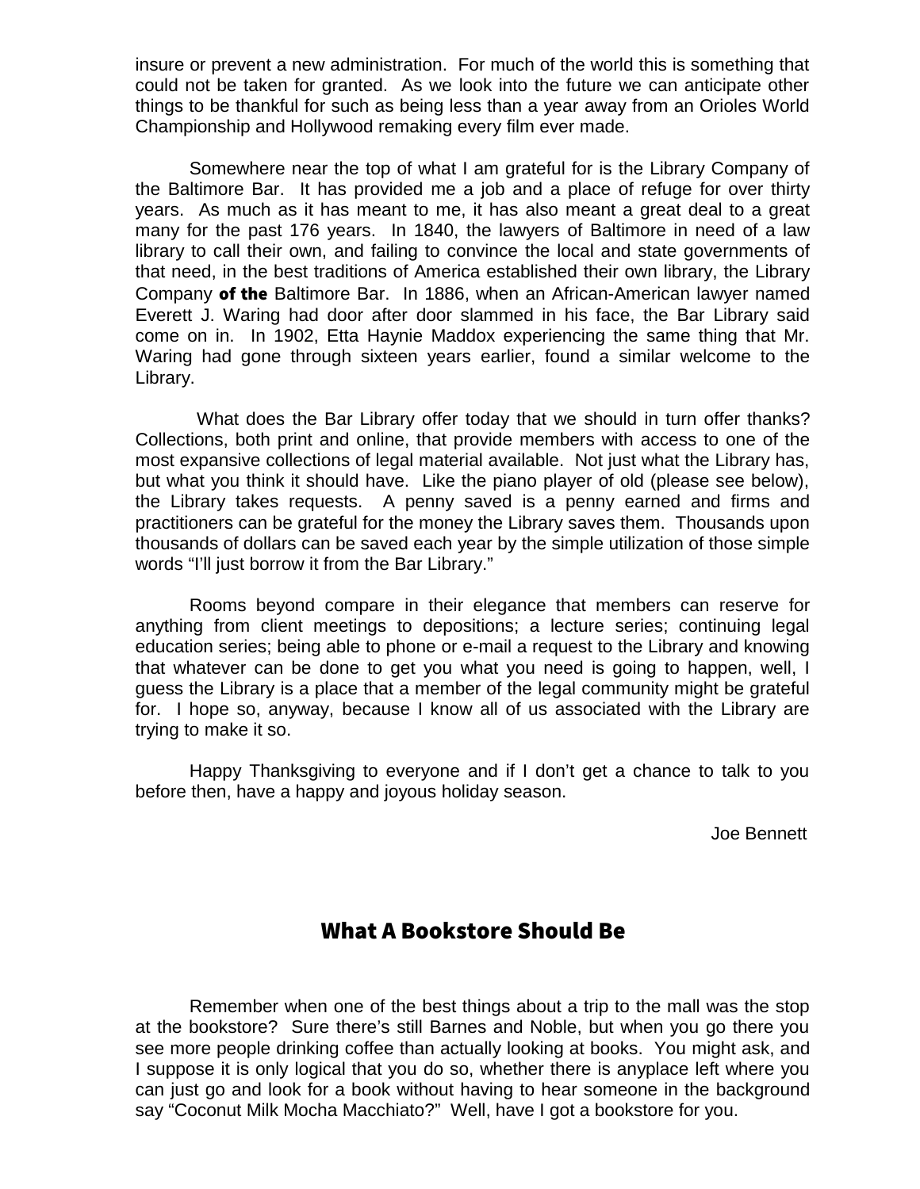insure or prevent a new administration. For much of the world this is something that could not be taken for granted. As we look into the future we can anticipate other things to be thankful for such as being less than a year away from an Orioles World Championship and Hollywood remaking every film ever made.

Somewhere near the top of what I am grateful for is the Library Company of the Baltimore Bar. It has provided me a job and a place of refuge for over thirty years. As much as it has meant to me, it has also meant a great deal to a great many for the past 176 years. In 1840, the lawyers of Baltimore in need of a law library to call their own, and failing to convince the local and state governments of that need, in the best traditions of America established their own library, the Library Company **of the** Baltimore Bar. In 1886, when an African-American lawyer named Everett J. Waring had door after door slammed in his face, the Bar Library said come on in. In 1902, Etta Haynie Maddox experiencing the same thing that Mr. Waring had gone through sixteen years earlier, found a similar welcome to the Library.

What does the Bar Library offer today that we should in turn offer thanks? Collections, both print and online, that provide members with access to one of the most expansive collections of legal material available. Not just what the Library has, but what you think it should have. Like the piano player of old (please see below), the Library takes requests. A penny saved is a penny earned and firms and practitioners can be grateful for the money the Library saves them. Thousands upon thousands of dollars can be saved each year by the simple utilization of those simple words "I'll just borrow it from the Bar Library."

Rooms beyond compare in their elegance that members can reserve for anything from client meetings to depositions; a lecture series; continuing legal education series; being able to phone or e-mail a request to the Library and knowing that whatever can be done to get you what you need is going to happen, well, I guess the Library is a place that a member of the legal community might be grateful for. I hope so, anyway, because I know all of us associated with the Library are trying to make it so.

Happy Thanksgiving to everyone and if I don't get a chance to talk to you before then, have a happy and joyous holiday season.

Joe Bennett

## What A Bookstore Should Be

Remember when one of the best things about a trip to the mall was the stop at the bookstore? Sure there's still Barnes and Noble, but when you go there you see more people drinking coffee than actually looking at books. You might ask, and I suppose it is only logical that you do so, whether there is anyplace left where you can just go and look for a book without having to hear someone in the background say "Coconut Milk Mocha Macchiato?" Well, have I got a bookstore for you.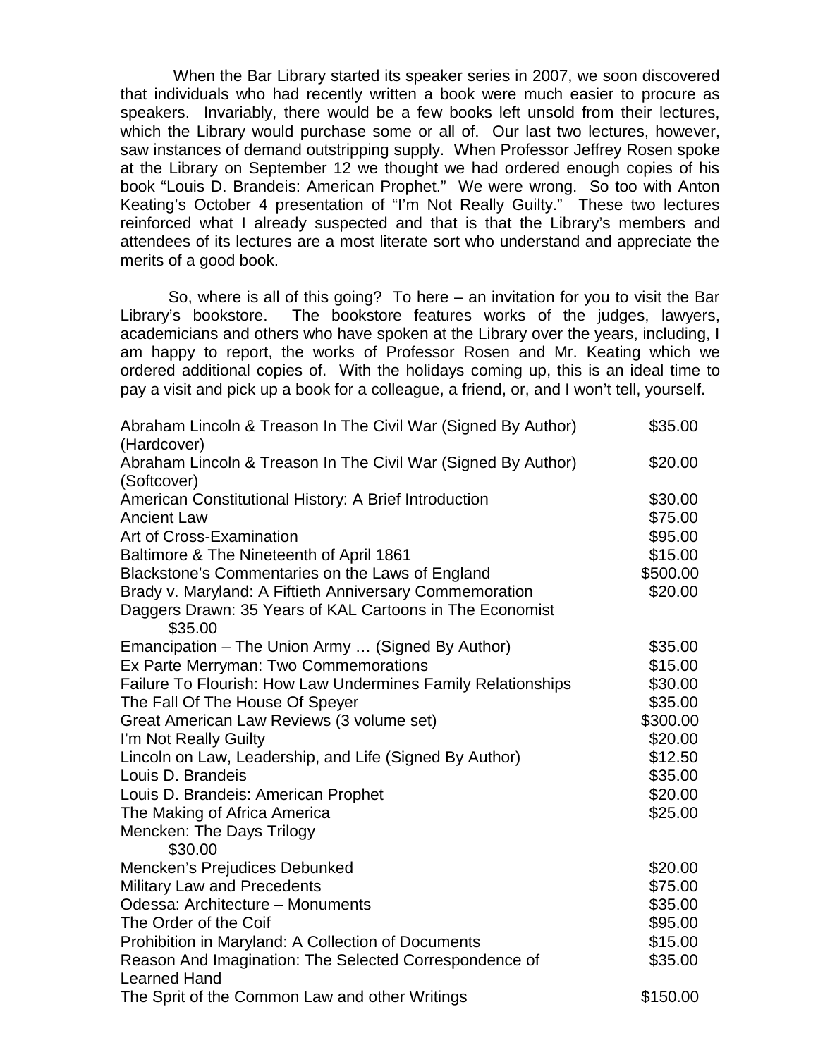When the Bar Library started its speaker series in 2007, we soon discovered that individuals who had recently written a book were much easier to procure as speakers. Invariably, there would be a few books left unsold from their lectures, which the Library would purchase some or all of. Our last two lectures, however, saw instances of demand outstripping supply. When Professor Jeffrey Rosen spoke at the Library on September 12 we thought we had ordered enough copies of his book "Louis D. Brandeis: American Prophet." We were wrong. So too with Anton Keating's October 4 presentation of "I'm Not Really Guilty." These two lectures reinforced what I already suspected and that is that the Library's members and attendees of its lectures are a most literate sort who understand and appreciate the merits of a good book.

So, where is all of this going? To here – an invitation for you to visit the Bar Library's bookstore. The bookstore features works of the judges, lawyers, academicians and others who have spoken at the Library over the years, including, I am happy to report, the works of Professor Rosen and Mr. Keating which we ordered additional copies of. With the holidays coming up, this is an ideal time to pay a visit and pick up a book for a colleague, a friend, or, and I won't tell, yourself.

| Title | Price |
|---|---|
| Abraham Lincoln & Treason In The Civil War (Signed By Author) (Hardcover) | $35.00 |
| Abraham Lincoln & Treason In The Civil War (Signed By Author) (Softcover) | $20.00 |
| American Constitutional History: A Brief Introduction | $30.00 |
| Ancient Law | $75.00 |
| Art of Cross-Examination | $95.00 |
| Baltimore & The Nineteenth of April 1861 | $15.00 |
| Blackstone's Commentaries on the Laws of England | $500.00 |
| Brady v. Maryland: A Fiftieth Anniversary Commemoration | $20.00 |
| Daggers Drawn: 35 Years of KAL Cartoons in The Economist | $35.00 |
| Emancipation – The Union Army … (Signed By Author) | $35.00 |
| Ex Parte Merryman: Two Commemorations | $15.00 |
| Failure To Flourish: How Law Undermines Family Relationships | $30.00 |
| The Fall Of The House Of Speyer | $35.00 |
| Great American Law Reviews (3 volume set) | $300.00 |
| I'm Not Really Guilty | $20.00 |
| Lincoln on Law, Leadership, and Life (Signed By Author) | $12.50 |
| Louis D. Brandeis | $35.00 |
| Louis D. Brandeis: American Prophet | $20.00 |
| The Making of Africa America | $25.00 |
| Mencken: The Days Trilogy | $30.00 |
| Mencken's Prejudices Debunked | $20.00 |
| Military Law and Precedents | $75.00 |
| Odessa: Architecture – Monuments | $35.00 |
| The Order of the Coif | $95.00 |
| Prohibition in Maryland: A Collection of Documents | $15.00 |
| Reason And Imagination: The Selected Correspondence of Learned Hand | $35.00 |
| The Sprit of the Common Law and other Writings | $150.00 |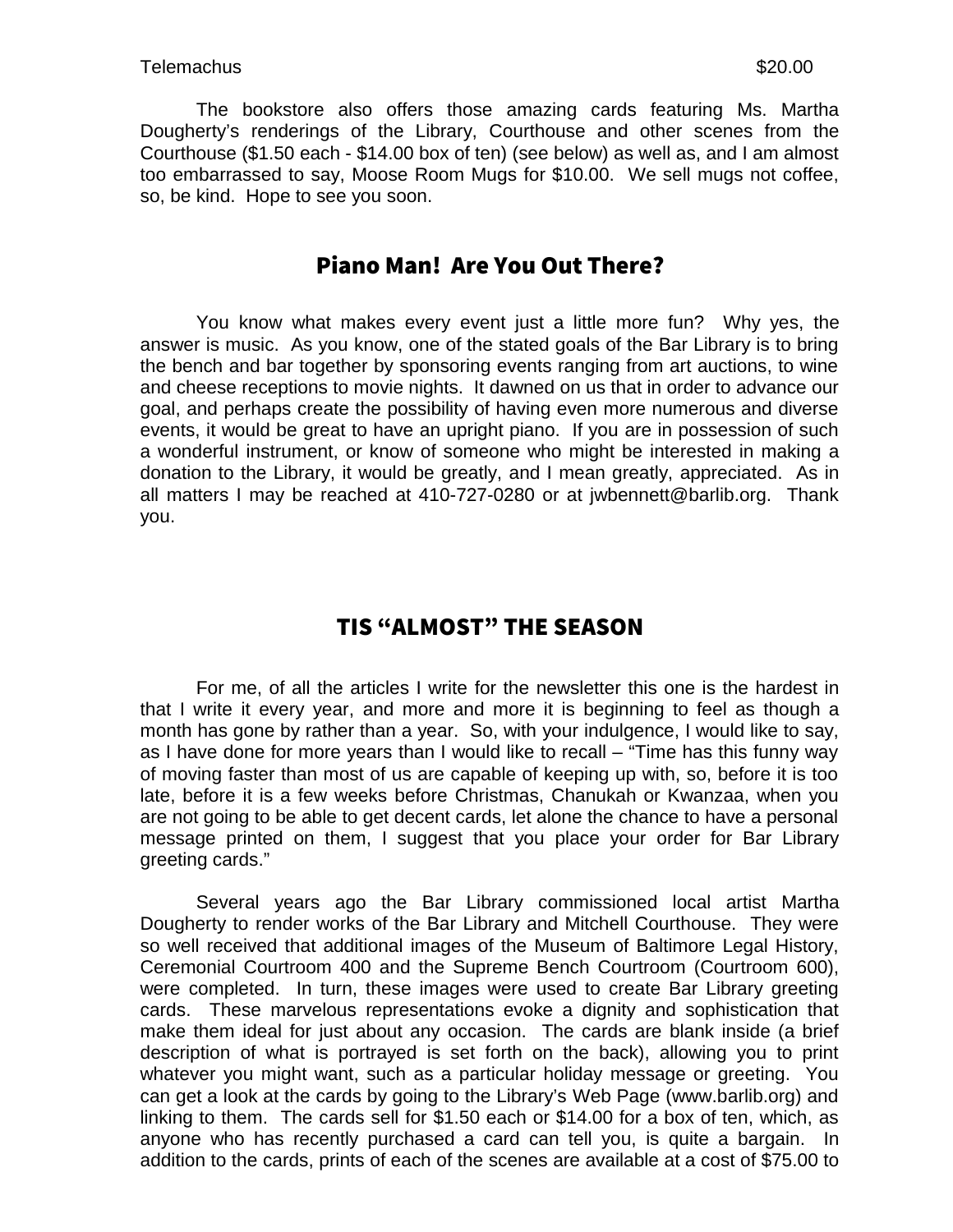Telemachus $20.00

The bookstore also offers those amazing cards featuring Ms. Martha Dougherty's renderings of the Library, Courthouse and other scenes from the Courthouse ($1.50 each - $14.00 box of ten) (see below) as well as, and I am almost too embarrassed to say, Moose Room Mugs for $10.00. We sell mugs not coffee, so, be kind. Hope to see you soon.

## Piano Man! Are You Out There?

You know what makes every event just a little more fun? Why yes, the answer is music. As you know, one of the stated goals of the Bar Library is to bring the bench and bar together by sponsoring events ranging from art auctions, to wine and cheese receptions to movie nights. It dawned on us that in order to advance our goal, and perhaps create the possibility of having even more numerous and diverse events, it would be great to have an upright piano. If you are in possession of such a wonderful instrument, or know of someone who might be interested in making a donation to the Library, it would be greatly, and I mean greatly, appreciated. As in all matters I may be reached at 410-727-0280 or at jwbennett@barlib.org. Thank you.

## TIS "ALMOST" THE SEASON

For me, of all the articles I write for the newsletter this one is the hardest in that I write it every year, and more and more it is beginning to feel as though a month has gone by rather than a year. So, with your indulgence, I would like to say, as I have done for more years than I would like to recall – "Time has this funny way of moving faster than most of us are capable of keeping up with, so, before it is too late, before it is a few weeks before Christmas, Chanukah or Kwanzaa, when you are not going to be able to get decent cards, let alone the chance to have a personal message printed on them, I suggest that you place your order for Bar Library greeting cards."

Several years ago the Bar Library commissioned local artist Martha Dougherty to render works of the Bar Library and Mitchell Courthouse. They were so well received that additional images of the Museum of Baltimore Legal History, Ceremonial Courtroom 400 and the Supreme Bench Courtroom (Courtroom 600), were completed. In turn, these images were used to create Bar Library greeting cards. These marvelous representations evoke a dignity and sophistication that make them ideal for just about any occasion. The cards are blank inside (a brief description of what is portrayed is set forth on the back), allowing you to print whatever you might want, such as a particular holiday message or greeting. You can get a look at the cards by going to the Library's Web Page (www.barlib.org) and linking to them. The cards sell for $1.50 each or $14.00 for a box of ten, which, as anyone who has recently purchased a card can tell you, is quite a bargain. In addition to the cards, prints of each of the scenes are available at a cost of $75.00 to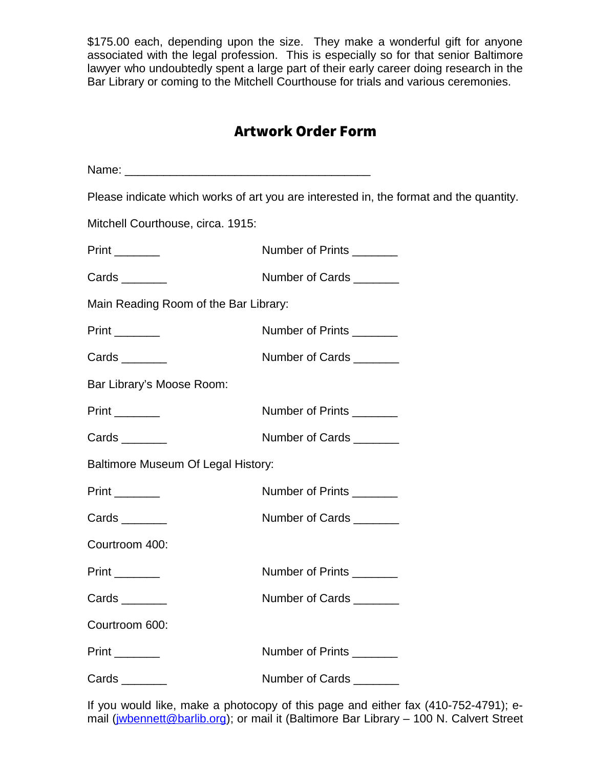$175.00 each, depending upon the size. They make a wonderful gift for anyone associated with the legal profession. This is especially so for that senior Baltimore lawyer who undoubtedly spent a large part of their early career doing research in the Bar Library or coming to the Mitchell Courthouse for trials and various ceremonies.

## Artwork Order Form

Name: ______________________________________

Please indicate which works of art you are interested in, the format and the quantity.

Mitchell Courthouse, circa. 1915:

Print _______ Number of Prints _______

Cards _______ Number of Cards _______

Main Reading Room of the Bar Library:

Print _______ Number of Prints _______

Cards _______ Number of Cards _______

Bar Library's Moose Room:

Print _______ Number of Prints _______

Cards _______ Number of Cards _______

Baltimore Museum Of Legal History:

Print _______ Number of Prints _______

Cards _______ Number of Cards _______

Courtroom 400:

Print _______ Number of Prints _______

Cards _______ Number of Cards _______

Courtroom 600:

Print _______ Number of Prints _______

Cards _______ Number of Cards _______

If you would like, make a photocopy of this page and either fax (410-752-4791); e-mail (jwbennett@barlib.org); or mail it (Baltimore Bar Library – 100 N. Calvert Street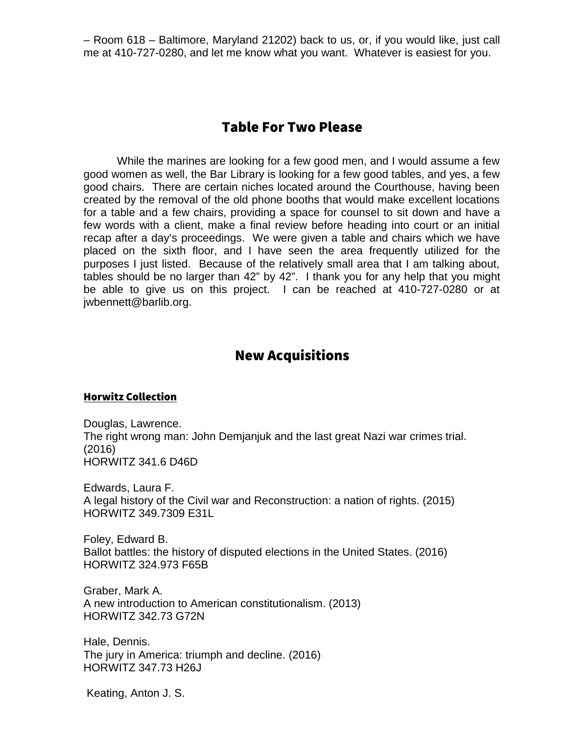– Room 618 – Baltimore, Maryland 21202) back to us, or, if you would like, just call me at 410-727-0280, and let me know what you want. Whatever is easiest for you.

## Table For Two Please

While the marines are looking for a few good men, and I would assume a few good women as well, the Bar Library is looking for a few good tables, and yes, a few good chairs. There are certain niches located around the Courthouse, having been created by the removal of the old phone booths that would make excellent locations for a table and a few chairs, providing a space for counsel to sit down and have a few words with a client, make a final review before heading into court or an initial recap after a day's proceedings. We were given a table and chairs which we have placed on the sixth floor, and I have seen the area frequently utilized for the purposes I just listed. Because of the relatively small area that I am talking about, tables should be no larger than 42" by 42". I thank you for any help that you might be able to give us on this project. I can be reached at 410-727-0280 or at jwbennett@barlib.org.

## New Acquisitions

### Horwitz Collection

Douglas, Lawrence.
The right wrong man: John Demjanjuk and the last great Nazi war crimes trial. (2016)
HORWITZ 341.6 D46D

Edwards, Laura F.
A legal history of the Civil war and Reconstruction: a nation of rights. (2015)
HORWITZ 349.7309 E31L

Foley, Edward B.
Ballot battles: the history of disputed elections in the United States. (2016)
HORWITZ 324.973 F65B

Graber, Mark A.
A new introduction to American constitutionalism. (2013)
HORWITZ 342.73 G72N

Hale, Dennis.
The jury in America: triumph and decline. (2016)
HORWITZ 347.73 H26J

Keating, Anton J. S.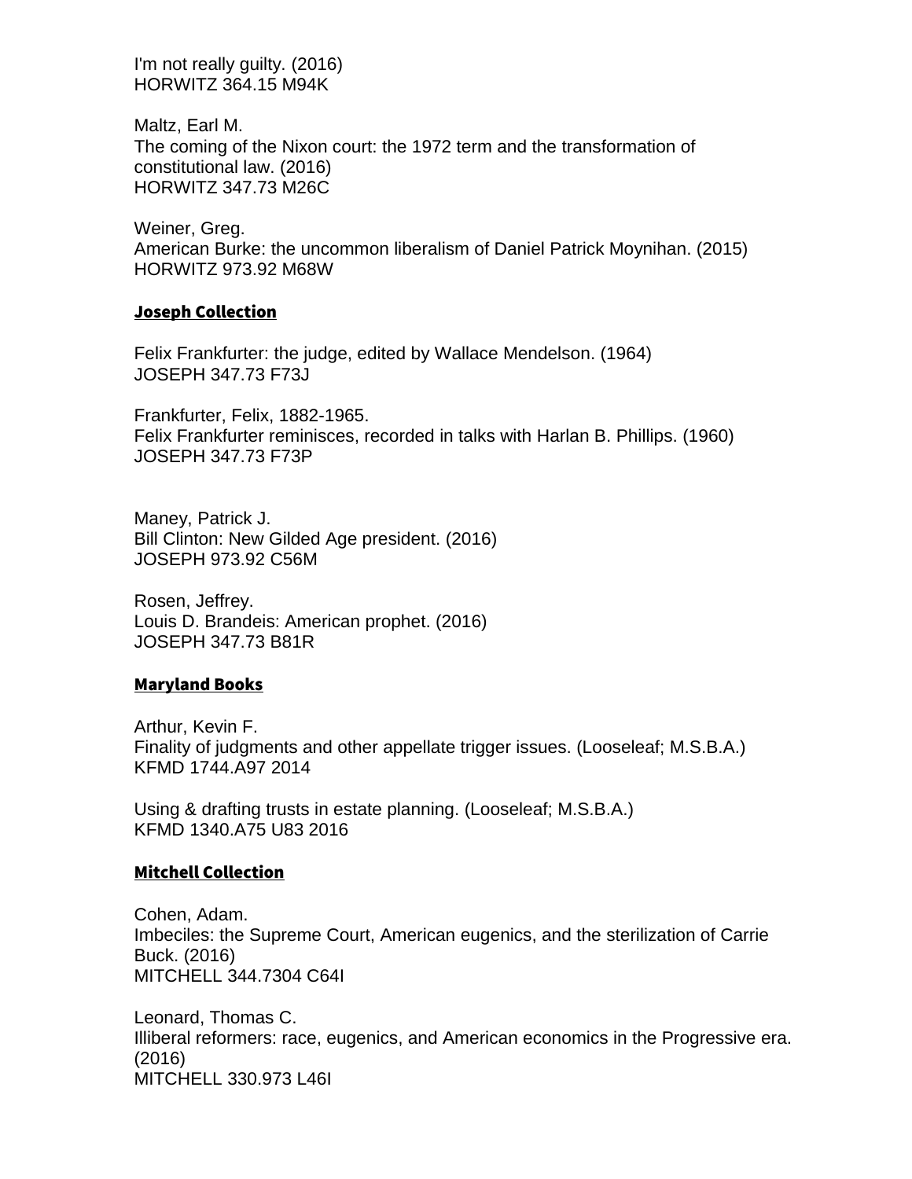I'm not really guilty. (2016)
HORWITZ 364.15 M94K

Maltz, Earl M.
The coming of the Nixon court: the 1972 term and the transformation of constitutional law. (2016)
HORWITZ 347.73 M26C

Weiner, Greg.
American Burke: the uncommon liberalism of Daniel Patrick Moynihan. (2015)
HORWITZ 973.92 M68W

### Joseph Collection

Felix Frankfurter: the judge, edited by Wallace Mendelson. (1964)
JOSEPH 347.73 F73J

Frankfurter, Felix, 1882-1965.
Felix Frankfurter reminisces, recorded in talks with Harlan B. Phillips. (1960)
JOSEPH 347.73 F73P

Maney, Patrick J.
Bill Clinton: New Gilded Age president. (2016)
JOSEPH 973.92 C56M

Rosen, Jeffrey.
Louis D. Brandeis: American prophet. (2016)
JOSEPH 347.73 B81R

### Maryland Books

Arthur, Kevin F.
Finality of judgments and other appellate trigger issues. (Looseleaf; M.S.B.A.)
KFMD 1744.A97 2014

Using & drafting trusts in estate planning. (Looseleaf; M.S.B.A.)
KFMD 1340.A75 U83 2016

### Mitchell Collection

Cohen, Adam.
Imbeciles: the Supreme Court, American eugenics, and the sterilization of Carrie Buck. (2016)
MITCHELL 344.7304 C64I

Leonard, Thomas C.
Illiberal reformers: race, eugenics, and American economics in the Progressive era. (2016)
MITCHELL 330.973 L46I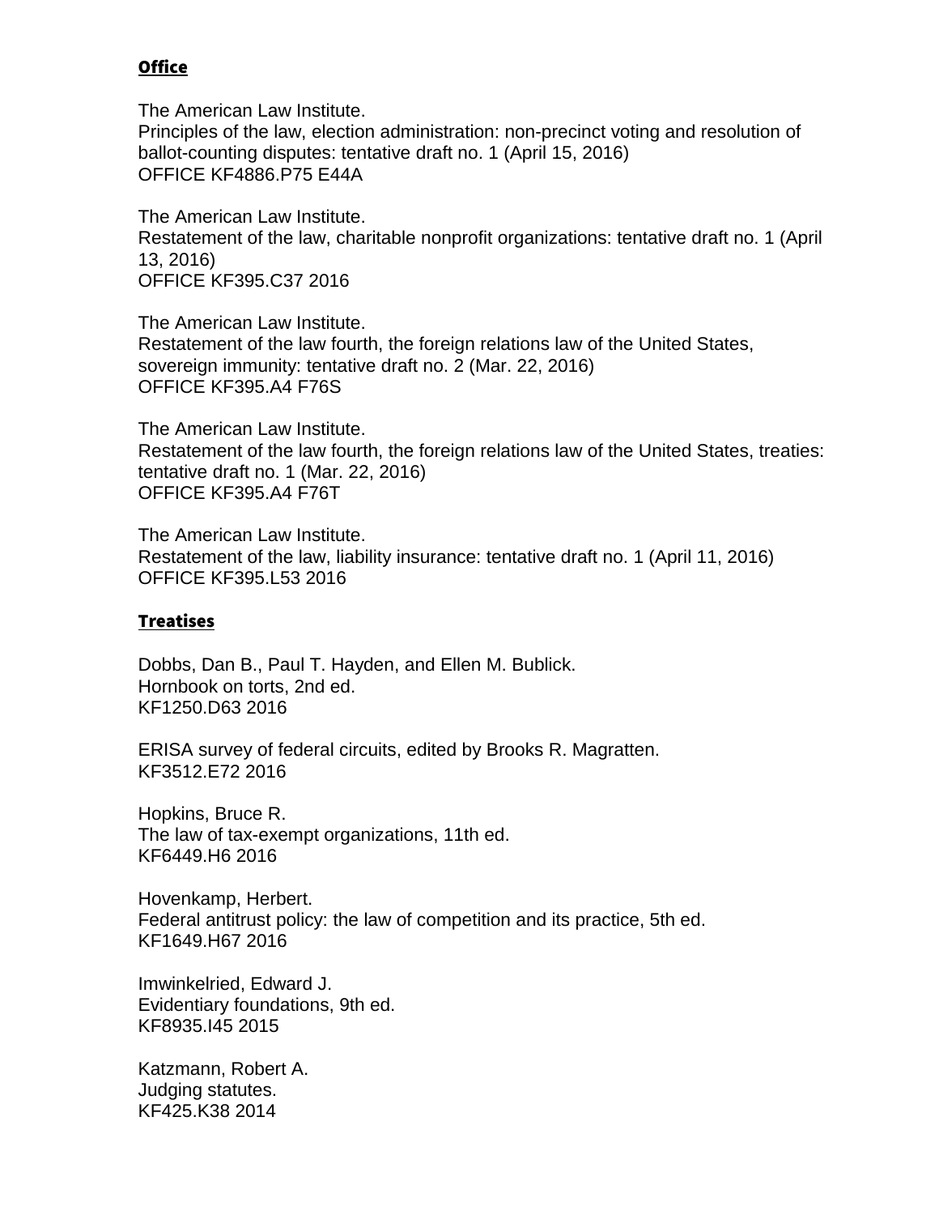## Office

The American Law Institute.
Principles of the law, election administration: non-precinct voting and resolution of ballot-counting disputes: tentative draft no. 1 (April 15, 2016)
OFFICE KF4886.P75 E44A

The American Law Institute.
Restatement of the law, charitable nonprofit organizations: tentative draft no. 1 (April 13, 2016)
OFFICE KF395.C37 2016

The American Law Institute.
Restatement of the law fourth, the foreign relations law of the United States, sovereign immunity: tentative draft no. 2 (Mar. 22, 2016)
OFFICE KF395.A4 F76S

The American Law Institute.
Restatement of the law fourth, the foreign relations law of the United States, treaties: tentative draft no. 1 (Mar. 22, 2016)
OFFICE KF395.A4 F76T

The American Law Institute.
Restatement of the law, liability insurance: tentative draft no. 1 (April 11, 2016)
OFFICE KF395.L53 2016

## Treatises

Dobbs, Dan B., Paul T. Hayden, and Ellen M. Bublick.
Hornbook on torts, 2nd ed.
KF1250.D63 2016

ERISA survey of federal circuits, edited by Brooks R. Magratten.
KF3512.E72 2016

Hopkins, Bruce R.
The law of tax-exempt organizations, 11th ed.
KF6449.H6 2016

Hovenkamp, Herbert.
Federal antitrust policy: the law of competition and its practice, 5th ed.
KF1649.H67 2016

Imwinkelried, Edward J.
Evidentiary foundations, 9th ed.
KF8935.I45 2015

Katzmann, Robert A.
Judging statutes.
KF425.K38 2014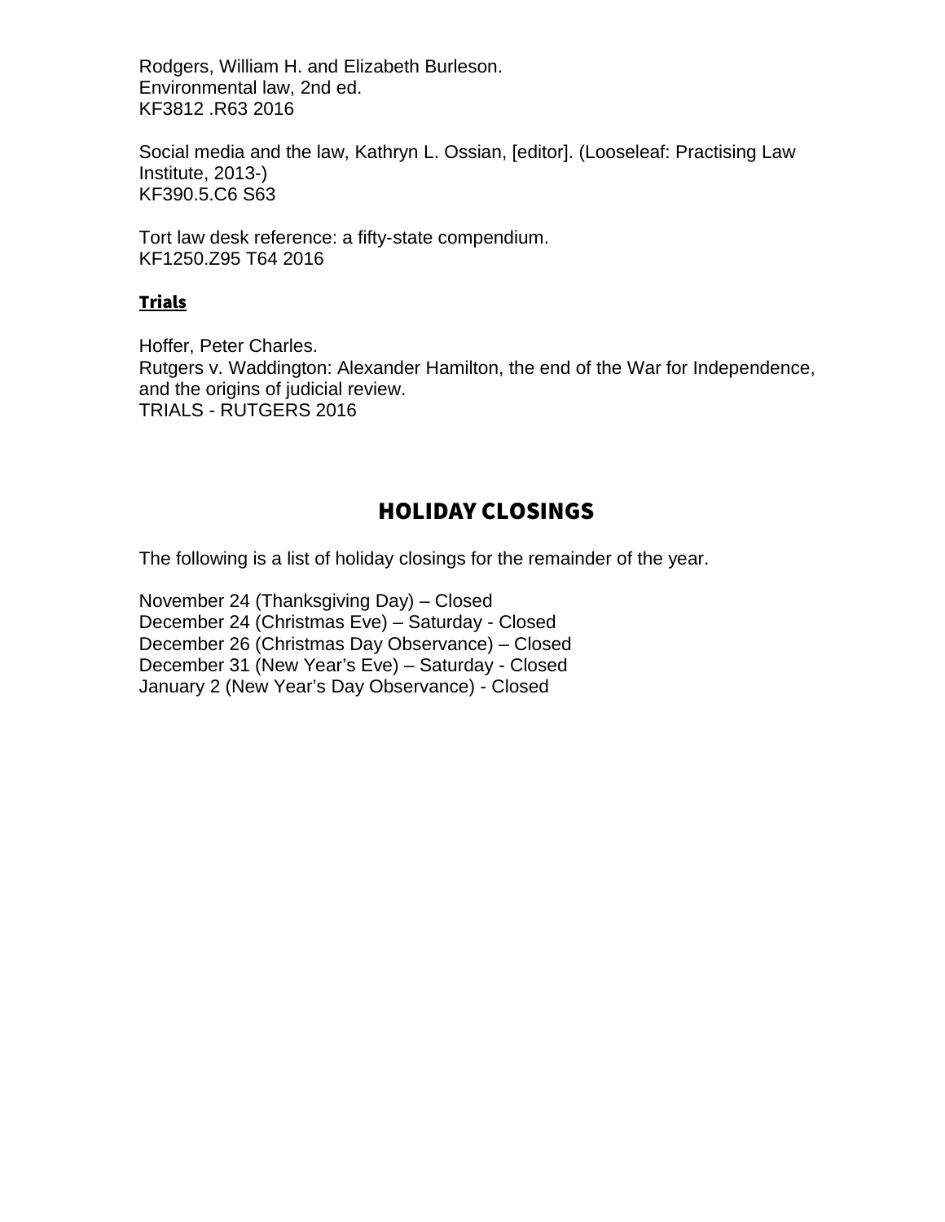Rodgers, William H. and Elizabeth Burleson.
Environmental law, 2nd ed.
KF3812 .R63 2016

Social media and the law, Kathryn L. Ossian, [editor]. (Looseleaf: Practising Law Institute, 2013-)
KF390.5.C6 S63

Tort law desk reference: a fifty-state compendium.
KF1250.Z95 T64 2016

### Trials

Hoffer, Peter Charles.
Rutgers v. Waddington: Alexander Hamilton, the end of the War for Independence, and the origins of judicial review.
TRIALS - RUTGERS 2016

## HOLIDAY CLOSINGS

The following is a list of holiday closings for the remainder of the year.

November 24 (Thanksgiving Day) – Closed
December 24 (Christmas Eve) – Saturday - Closed
December 26 (Christmas Day Observance) – Closed
December 31 (New Year's Eve) – Saturday - Closed
January 2 (New Year's Day Observance) - Closed